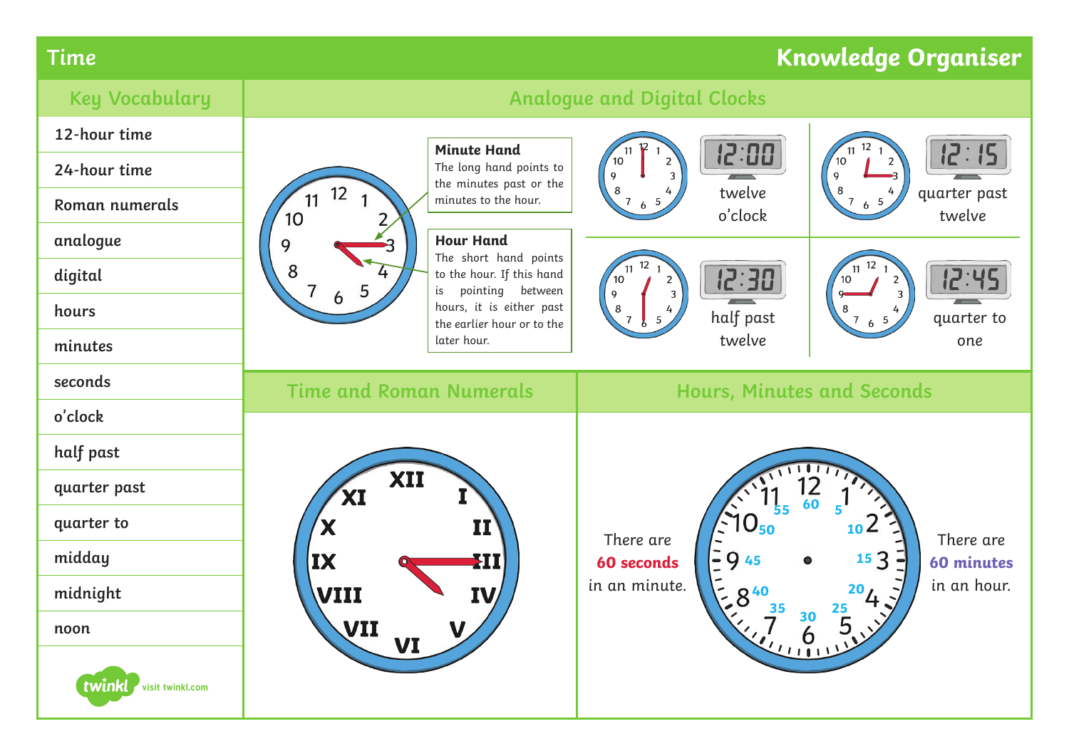# Time — Knowledge Organiser

## Key Vocabulary

- 12-hour time
- 24-hour time
- Roman numerals
- analogue
- digital
- hours
- minutes
- seconds
- o'clock
- half past
- quarter past
- quarter to
- midday
- midnight
- noon

## Analogue and Digital Clocks

**Minute Hand**
The long hand points to the minutes past or the minutes to the hour.

**Hour Hand**
The short hand points to the hour. If this hand is pointing between hours, it is either past the earlier hour or to the later hour.

| Digital | Words |
|---|---|
| 12:00 | twelve o'clock |
| 12:15 | quarter past twelve |
| 12:30 | half past twelve |
| 12:45 | quarter to one |

## Time and Roman Numerals

XII, I, II, III, IV, V, VI, VII, VIII, IX, X, XI

## Hours, Minutes and Seconds

There are **60 seconds** in an minute.

There are **60 minutes** in an hour.

visit twinkl.com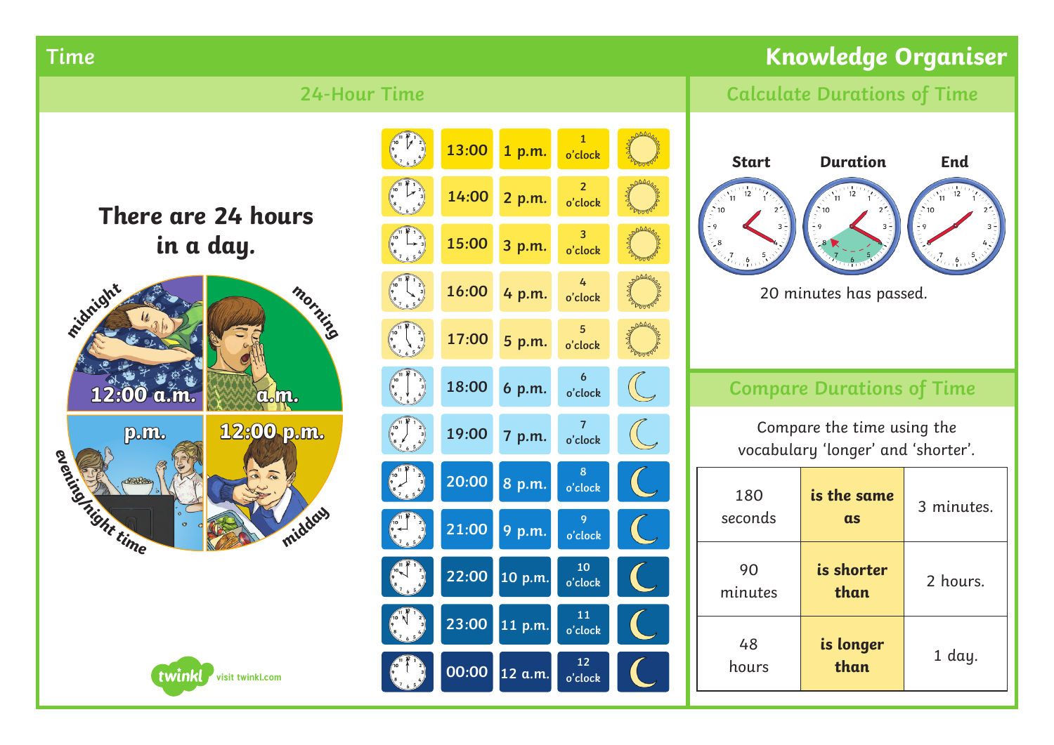# Time — Knowledge Organiser

## 24-Hour Time

**There are 24 hours in a day.**

midnight — 12:00 a.m.

morning — a.m.

midday — 12:00 p.m.

evening/night time — p.m.

| | | | |
|---|---|---|---|
| 13:00 | 1 p.m. | 1 o'clock | |
| 14:00 | 2 p.m. | 2 o'clock | |
| 15:00 | 3 p.m. | 3 o'clock | |
| 16:00 | 4 p.m. | 4 o'clock | |
| 17:00 | 5 p.m. | 5 o'clock | |
| 18:00 | 6 p.m. | 6 o'clock | |
| 19:00 | 7 p.m. | 7 o'clock | |
| 20:00 | 8 p.m. | 8 o'clock | |
| 21:00 | 9 p.m. | 9 o'clock | |
| 22:00 | 10 p.m. | 10 o'clock | |
| 23:00 | 11 p.m. | 11 o'clock | |
| 00:00 | 12 a.m. | 12 o'clock | |

## Calculate Durations of Time

Start — Duration — End

20 minutes has passed.

## Compare Durations of Time

Compare the time using the vocabulary 'longer' and 'shorter'.

| | | |
|---|---|---|
| 180 seconds | **is the same as** | 3 minutes. |
| 90 minutes | **is shorter than** | 2 hours. |
| 48 hours | **is longer than** | 1 day. |

visit twinkl.com